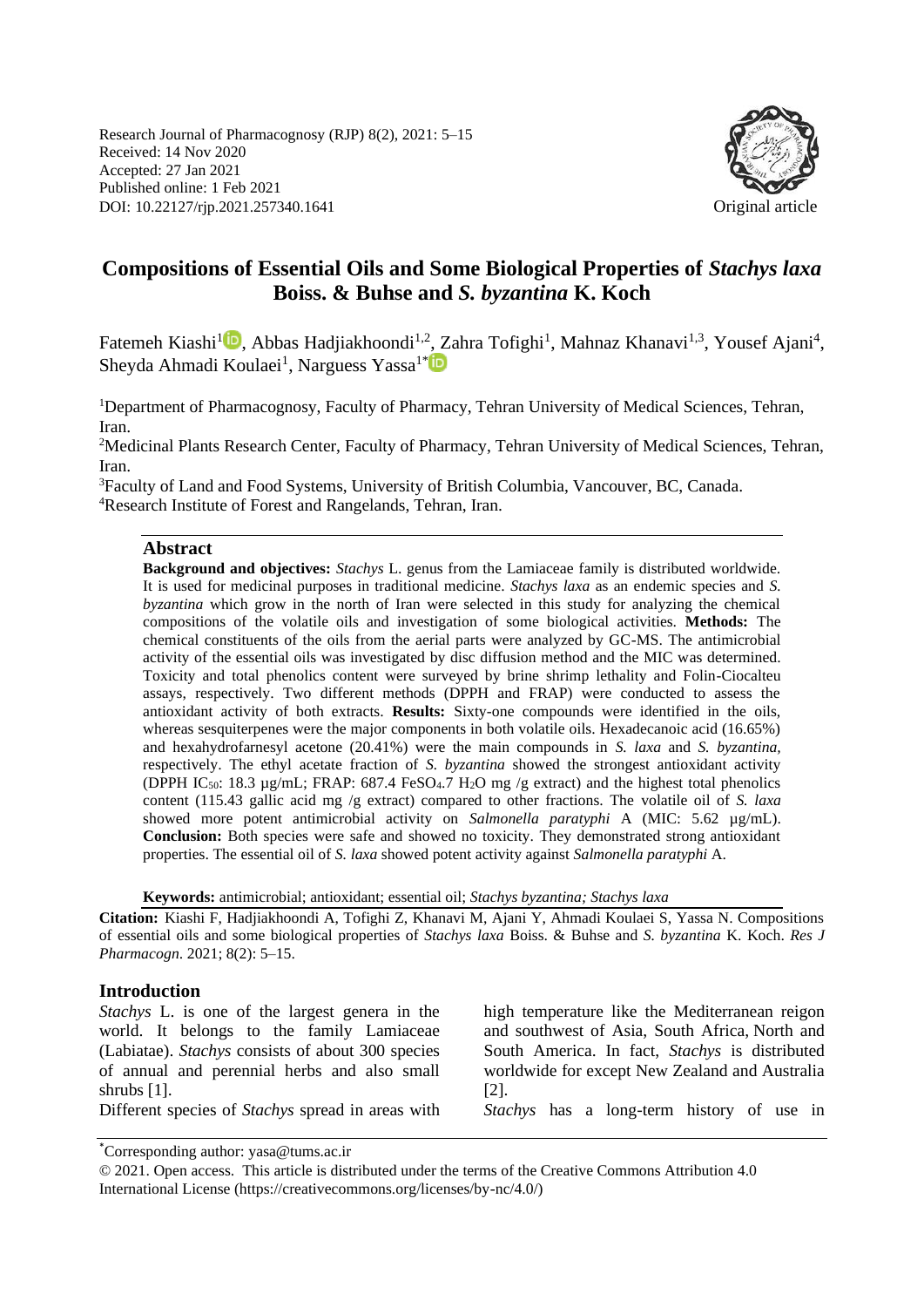Research Journal of Pharmacognosy (RJP) 8(2), 2021: 5–15
Received: 14 Nov 2020
Accepted: 27 Jan 2021
Published online: 1 Feb 2021
DOI: 10.22127/rjp.2021.257340.1641

Original article

# Compositions of Essential Oils and Some Biological Properties of *Stachys laxa* Boiss. & Buhse and *S. byzantina* K. Koch

Fatemeh Kiashi[1], Abbas Hadjiakhoondi[1,2], Zahra Tofighi[1], Mahnaz Khanavi[1,3], Yousef Ajani[4], Sheyda Ahmadi Koulaei[1], Narguess Yassa[1*]

[1]Department of Pharmacognosy, Faculty of Pharmacy, Tehran University of Medical Sciences, Tehran, Iran.
[2]Medicinal Plants Research Center, Faculty of Pharmacy, Tehran University of Medical Sciences, Tehran, Iran.
[3]Faculty of Land and Food Systems, University of British Columbia, Vancouver, BC, Canada.
[4]Research Institute of Forest and Rangelands, Tehran, Iran.

## Abstract

**Background and objectives:** *Stachys* L. genus from the Lamiaceae family is distributed worldwide. It is used for medicinal purposes in traditional medicine. *Stachys laxa* as an endemic species and *S. byzantina* which grow in the north of Iran were selected in this study for analyzing the chemical compositions of the volatile oils and investigation of some biological activities. **Methods:** The chemical constituents of the oils from the aerial parts were analyzed by GC-MS. The antimicrobial activity of the essential oils was investigated by disc diffusion method and the MIC was determined. Toxicity and total phenolics content were surveyed by brine shrimp lethality and Folin-Ciocalteu assays, respectively. Two different methods (DPPH and FRAP) were conducted to assess the antioxidant activity of both extracts. **Results:** Sixty-one compounds were identified in the oils, whereas sesquiterpenes were the major components in both volatile oils. Hexadecanoic acid (16.65%) and hexahydrofarnesyl acetone (20.41%) were the main compounds in *S. laxa* and *S. byzantina*, respectively. The ethyl acetate fraction of *S. byzantina* showed the strongest antioxidant activity (DPPH $IC_{50}$: 18.3 µg/mL; FRAP: 687.4 $FeSO_4.7\ H_2O$ mg /g extract) and the highest total phenolics content (115.43 gallic acid mg /g extract) compared to other fractions. The volatile oil of *S. laxa* showed more potent antimicrobial activity on *Salmonella paratyphi* A (MIC: 5.62 µg/mL). **Conclusion:** Both species were safe and showed no toxicity. They demonstrated strong antioxidant properties. The essential oil of *S. laxa* showed potent activity against *Salmonella paratyphi* A.

**Keywords:** antimicrobial; antioxidant; essential oil; *Stachys byzantina; Stachys laxa*

**Citation:** Kiashi F, Hadjiakhoondi A, Tofighi Z, Khanavi M, Ajani Y, Ahmadi Koulaei S, Yassa N. Compositions of essential oils and some biological properties of *Stachys laxa* Boiss. & Buhse and *S. byzantina* K. Koch. *Res J Pharmacogn.* 2021; 8(2): 5–15.

## Introduction

*Stachys* L. is one of the largest genera in the world. It belongs to the family Lamiaceae (Labiatae). *Stachys* consists of about 300 species of annual and perennial herbs and also small shrubs [1].

Different species of *Stachys* spread in areas with high temperature like the Mediterranean reigon and southwest of Asia, South Africa, North and South America. In fact, *Stachys* is distributed worldwide for except New Zealand and Australia [2].

*Stachys* has a long-term history of use in

*Corresponding author: yasa@tums.ac.ir

© 2021. Open access. This article is distributed under the terms of the Creative Commons Attribution 4.0 International License (https://creativecommons.org/licenses/by-nc/4.0/)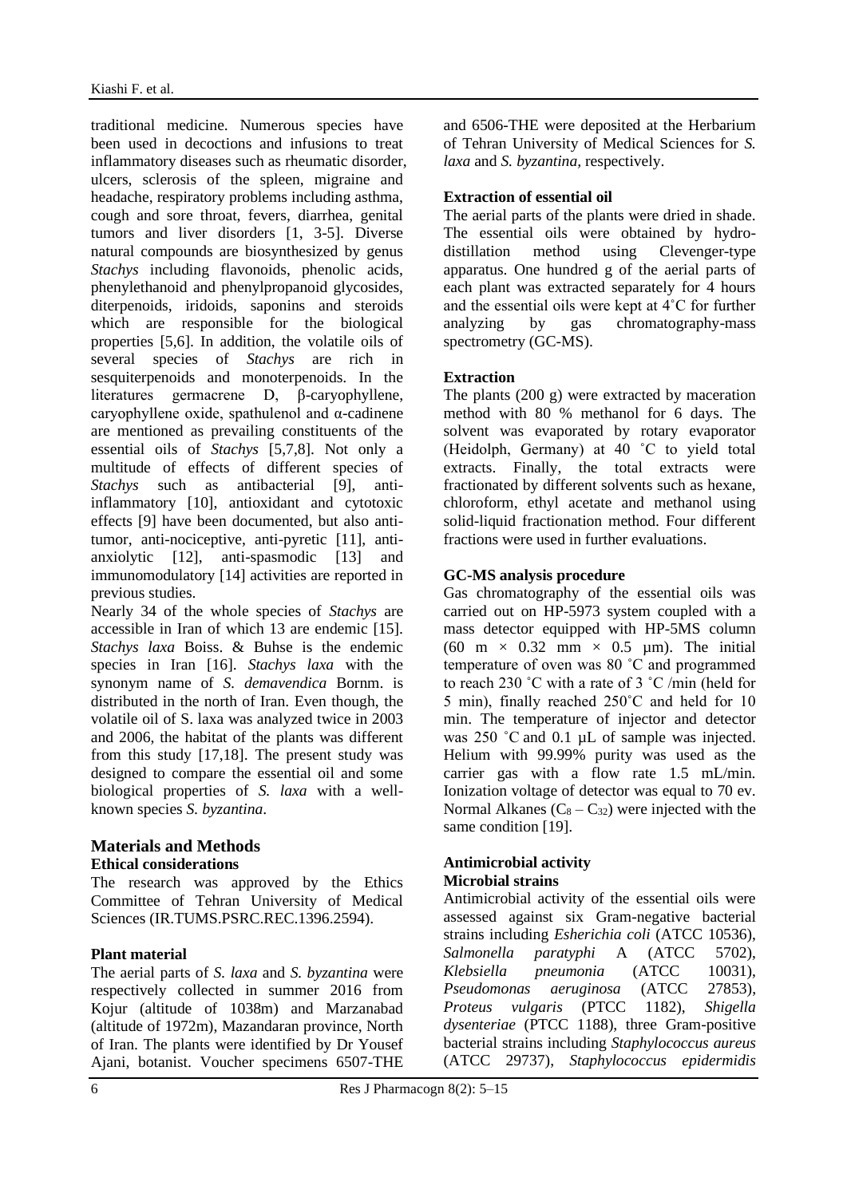traditional medicine. Numerous species have been used in decoctions and infusions to treat inflammatory diseases such as rheumatic disorder, ulcers, sclerosis of the spleen, migraine and headache, respiratory problems including asthma, cough and sore throat, fevers, diarrhea, genital tumors and liver disorders [1, 3-5]. Diverse natural compounds are biosynthesized by genus *Stachys* including flavonoids, phenolic acids, phenylethanoid and phenylpropanoid glycosides, diterpenoids, iridoids, saponins and steroids which are responsible for the biological properties [5,6]. In addition, the volatile oils of several species of *Stachys* are rich in sesquiterpenoids and monoterpenoids. In the literatures germacrene D, β-caryophyllene, caryophyllene oxide, spathulenol and α-cadinene are mentioned as prevailing constituents of the essential oils of *Stachys* [5,7,8]. Not only a multitude of effects of different species of *Stachys* such as antibacterial [9], anti-inflammatory [10], antioxidant and cytotoxic effects [9] have been documented, but also anti-tumor, anti-nociceptive, anti-pyretic [11], anti-anxiolytic [12], anti-spasmodic [13] and immunomodulatory [14] activities are reported in previous studies.

Nearly 34 of the whole species of *Stachys* are accessible in Iran of which 13 are endemic [15]. *Stachys laxa* Boiss. & Buhse is the endemic species in Iran [16]. *Stachys laxa* with the synonym name of *S. demavendica* Bornm. is distributed in the north of Iran. Even though, the volatile oil of S. laxa was analyzed twice in 2003 and 2006, the habitat of the plants was different from this study [17,18]. The present study was designed to compare the essential oil and some biological properties of *S. laxa* with a well-known species *S. byzantina*.

## Materials and Methods

### Ethical considerations

The research was approved by the Ethics Committee of Tehran University of Medical Sciences (IR.TUMS.PSRC.REC.1396.2594).

### Plant material

The aerial parts of *S. laxa* and *S. byzantina* were respectively collected in summer 2016 from Kojur (altitude of 1038m) and Marzanabad (altitude of 1972m), Mazandaran province, North of Iran. The plants were identified by Dr Yousef Ajani, botanist. Voucher specimens 6507-THE and 6506-THE were deposited at the Herbarium of Tehran University of Medical Sciences for *S. laxa* and *S. byzantina*, respectively.

### Extraction of essential oil

The aerial parts of the plants were dried in shade. The essential oils were obtained by hydro-distillation method using Clevenger-type apparatus. One hundred g of the aerial parts of each plant was extracted separately for 4 hours and the essential oils were kept at 4˚C for further analyzing by gas chromatography-mass spectrometry (GC-MS).

### Extraction

The plants (200 g) were extracted by maceration method with 80 % methanol for 6 days. The solvent was evaporated by rotary evaporator (Heidolph, Germany) at 40 ˚C to yield total extracts. Finally, the total extracts were fractionated by different solvents such as hexane, chloroform, ethyl acetate and methanol using solid-liquid fractionation method. Four different fractions were used in further evaluations.

### GC-MS analysis procedure

Gas chromatography of the essential oils was carried out on HP-5973 system coupled with a mass detector equipped with HP-5MS column (60 m × 0.32 mm × 0.5 µm). The initial temperature of oven was 80 ˚C and programmed to reach 230 ˚C with a rate of 3 ˚C /min (held for 5 min), finally reached 250˚C and held for 10 min. The temperature of injector and detector was 250 ˚C and 0.1 µL of sample was injected. Helium with 99.99% purity was used as the carrier gas with a flow rate 1.5 mL/min. Ionization voltage of detector was equal to 70 ev. Normal Alkanes ($C_8 – C_{32}$) were injected with the same condition [19].

### Antimicrobial activity

#### Microbial strains

Antimicrobial activity of the essential oils were assessed against six Gram-negative bacterial strains including *Esherichia coli* (ATCC 10536), *Salmonella paratyphi* A (ATCC 5702), *Klebsiella pneumonia* (ATCC 10031), *Pseudomonas aeruginosa* (ATCC 27853), *Proteus vulgaris* (PTCC 1182), *Shigella dysenteriae* (PTCC 1188), three Gram-positive bacterial strains including *Staphylococcus aureus* (ATCC 29737), *Staphylococcus epidermidis*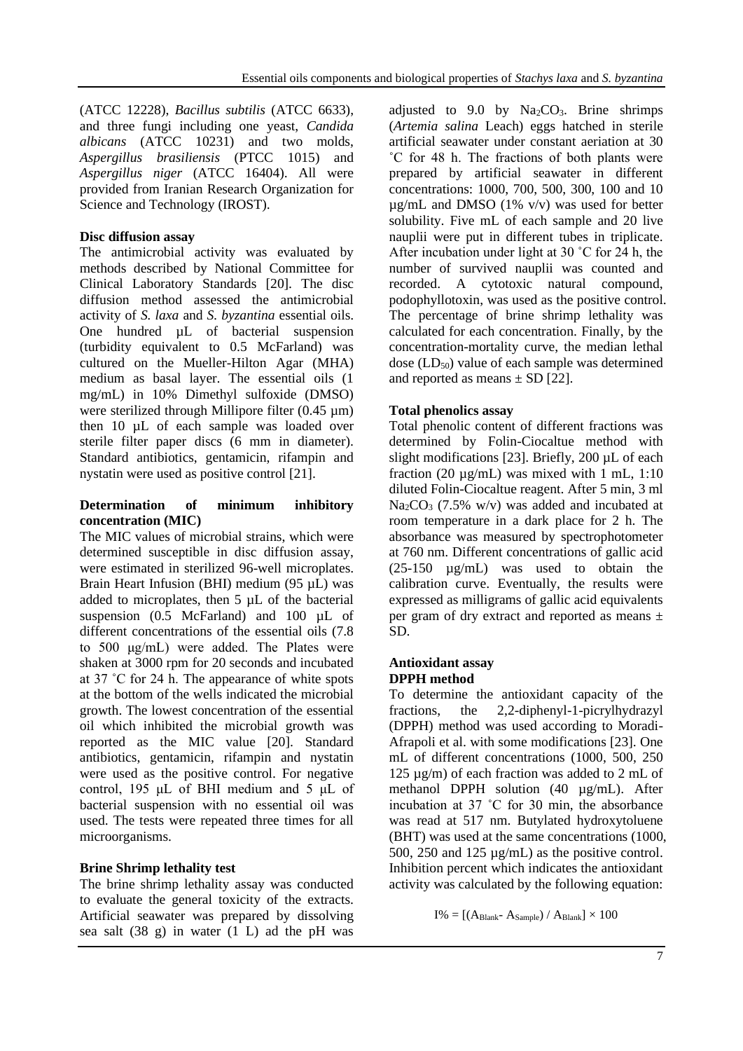(ATCC 12228), *Bacillus subtilis* (ATCC 6633), and three fungi including one yeast, *Candida albicans* (ATCC 10231) and two molds, *Aspergillus brasiliensis* (PTCC 1015) and *Aspergillus niger* (ATCC 16404). All were provided from Iranian Research Organization for Science and Technology (IROST).

**Disc diffusion assay**

The antimicrobial activity was evaluated by methods described by National Committee for Clinical Laboratory Standards [20]. The disc diffusion method assessed the antimicrobial activity of *S. laxa* and *S. byzantina* essential oils. One hundred µL of bacterial suspension (turbidity equivalent to 0.5 McFarland) was cultured on the Mueller-Hilton Agar (MHA) medium as basal layer. The essential oils (1 mg/mL) in 10% Dimethyl sulfoxide (DMSO) were sterilized through Millipore filter (0.45 µm) then 10 µL of each sample was loaded over sterile filter paper discs (6 mm in diameter). Standard antibiotics, gentamicin, rifampin and nystatin were used as positive control [21].

**Determination of minimum inhibitory concentration (MIC)**

The MIC values of microbial strains, which were determined susceptible in disc diffusion assay, were estimated in sterilized 96-well microplates. Brain Heart Infusion (BHI) medium (95 µL) was added to microplates, then 5 µL of the bacterial suspension (0.5 McFarland) and 100 µL of different concentrations of the essential oils (7.8 to 500 µg/mL) were added. The Plates were shaken at 3000 rpm for 20 seconds and incubated at 37 ˚C for 24 h. The appearance of white spots at the bottom of the wells indicated the microbial growth. The lowest concentration of the essential oil which inhibited the microbial growth was reported as the MIC value [20]. Standard antibiotics, gentamicin, rifampin and nystatin were used as the positive control. For negative control, 195 µL of BHI medium and 5 µL of bacterial suspension with no essential oil was used. The tests were repeated three times for all microorganisms.

**Brine Shrimp lethality test**

The brine shrimp lethality assay was conducted to evaluate the general toxicity of the extracts. Artificial seawater was prepared by dissolving sea salt (38 g) in water (1 L) ad the pH was adjusted to 9.0 by $Na_2CO_3$. Brine shrimps (*Artemia salina* Leach) eggs hatched in sterile artificial seawater under constant aeration at 30 ˚C for 48 h. The fractions of both plants were prepared by artificial seawater in different concentrations: 1000, 700, 500, 300, 100 and 10 µg/mL and DMSO (1% v/v) was used for better solubility. Five mL of each sample and 20 live nauplii were put in different tubes in triplicate. After incubation under light at 30 ˚C for 24 h, the number of survived nauplii was counted and recorded. A cytotoxic natural compound, podophyllotoxin, was used as the positive control. The percentage of brine shrimp lethality was calculated for each concentration. Finally, by the concentration-mortality curve, the median lethal dose ($LD_{50}$) value of each sample was determined and reported as means ± SD [22].

**Total phenolics assay**

Total phenolic content of different fractions was determined by Folin-Ciocaltue method with slight modifications [23]. Briefly, 200 µL of each fraction (20 µg/mL) was mixed with 1 mL, 1:10 diluted Folin-Ciocaltue reagent. After 5 min, 3 ml $Na_2CO_3$ (7.5% w/v) was added and incubated at room temperature in a dark place for 2 h. The absorbance was measured by spectrophotometer at 760 nm. Different concentrations of gallic acid (25-150 µg/mL) was used to obtain the calibration curve. Eventually, the results were expressed as milligrams of gallic acid equivalents per gram of dry extract and reported as means ± SD.

**Antioxidant assay**

**DPPH method**

To determine the antioxidant capacity of the fractions, the 2,2-diphenyl-1-picrylhydrazyl (DPPH) method was used according to Moradi-Afrapoli et al. with some modifications [23]. One mL of different concentrations (1000, 500, 250 125 µg/m) of each fraction was added to 2 mL of methanol DPPH solution (40 µg/mL). After incubation at 37 ˚C for 30 min, the absorbance was read at 517 nm. Butylated hydroxytoluene (BHT) was used at the same concentrations (1000, 500, 250 and 125 µg/mL) as the positive control. Inhibition percent which indicates the antioxidant activity was calculated by the following equation:

$$I\% = [(A_{Blank} - A_{Sample}) / A_{Blank}] \times 100$$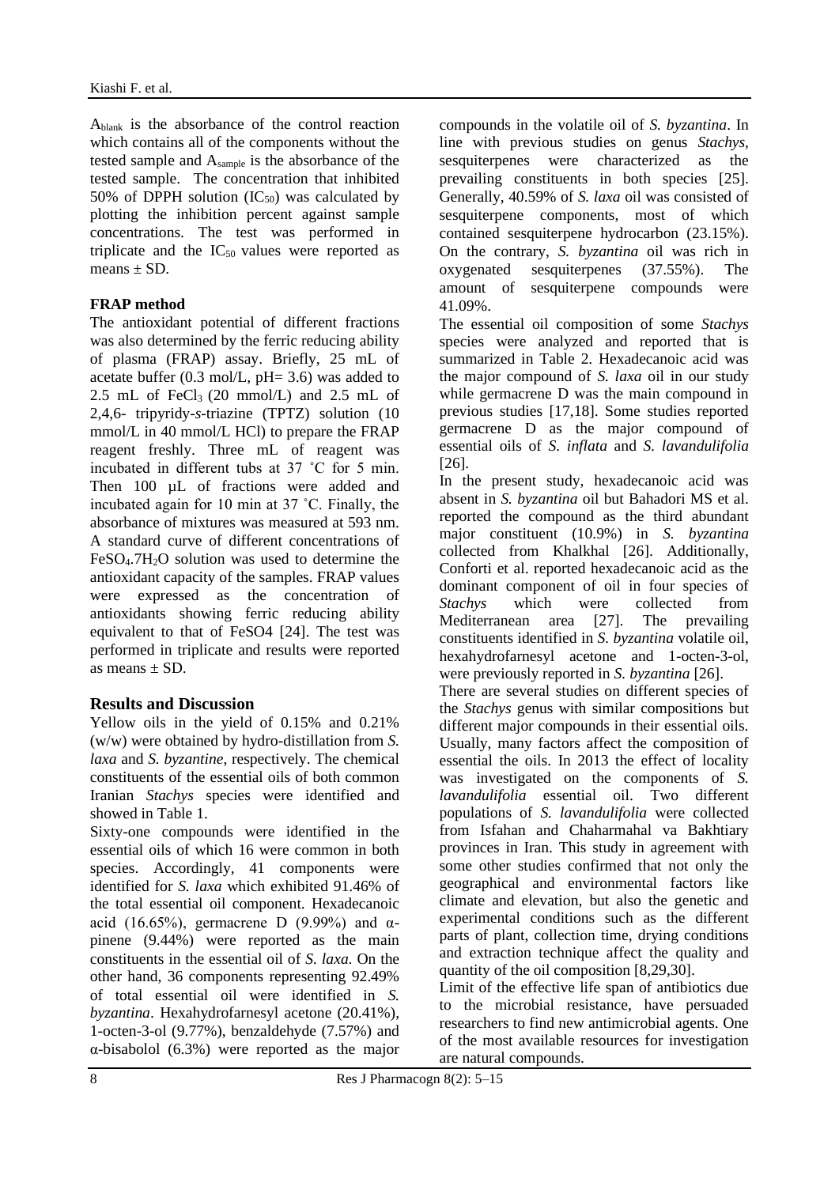$A_{blank}$ is the absorbance of the control reaction which contains all of the components without the tested sample and $A_{sample}$ is the absorbance of the tested sample. The concentration that inhibited 50% of DPPH solution ($IC_{50}$) was calculated by plotting the inhibition percent against sample concentrations. The test was performed in triplicate and the $IC_{50}$ values were reported as means ± SD.

### FRAP method

The antioxidant potential of different fractions was also determined by the ferric reducing ability of plasma (FRAP) assay. Briefly, 25 mL of acetate buffer (0.3 mol/L, pH= 3.6) was added to 2.5 mL of $FeCl_3$ (20 mmol/L) and 2.5 mL of 2,4,6- tripyridy-*s*-triazine (TPTZ) solution (10 mmol/L in 40 mmol/L HCl) to prepare the FRAP reagent freshly. Three mL of reagent was incubated in different tubs at 37 ˚C for 5 min. Then 100 µL of fractions were added and incubated again for 10 min at 37 ˚C. Finally, the absorbance of mixtures was measured at 593 nm. A standard curve of different concentrations of $FeSO_4.7H_2O$ solution was used to determine the antioxidant capacity of the samples. FRAP values were expressed as the concentration of antioxidants showing ferric reducing ability equivalent to that of FeSO4 [24]. The test was performed in triplicate and results were reported as means ± SD.

## Results and Discussion

Yellow oils in the yield of 0.15% and 0.21% (w/w) were obtained by hydro-distillation from *S. laxa* and *S. byzantine*, respectively. The chemical constituents of the essential oils of both common Iranian *Stachys* species were identified and showed in Table 1.

Sixty-one compounds were identified in the essential oils of which 16 were common in both species. Accordingly, 41 components were identified for *S. laxa* which exhibited 91.46% of the total essential oil component. Hexadecanoic acid (16.65%), germacrene D (9.99%) and α-pinene (9.44%) were reported as the main constituents in the essential oil of *S. laxa*. On the other hand, 36 components representing 92.49% of total essential oil were identified in *S. byzantina*. Hexahydrofarnesyl acetone (20.41%), 1-octen-3-ol (9.77%), benzaldehyde (7.57%) and α-bisabolol (6.3%) were reported as the major compounds in the volatile oil of *S. byzantina*. In line with previous studies on genus *Stachys*, sesquiterpenes were characterized as the prevailing constituents in both species [25]. Generally, 40.59% of *S. laxa* oil was consisted of sesquiterpene components, most of which contained sesquiterpene hydrocarbon (23.15%). On the contrary, *S. byzantina* oil was rich in oxygenated sesquiterpenes (37.55%). The amount of sesquiterpene compounds were 41.09%.

The essential oil composition of some *Stachys* species were analyzed and reported that is summarized in Table 2. Hexadecanoic acid was the major compound of *S. laxa* oil in our study while germacrene D was the main compound in previous studies [17,18]. Some studies reported germacrene D as the major compound of essential oils of *S. inflata* and *S. lavandulifolia* [26].

In the present study, hexadecanoic acid was absent in *S. byzantina* oil but Bahadori MS et al. reported the compound as the third abundant major constituent (10.9%) in *S. byzantina* collected from Khalkhal [26]. Additionally, Conforti et al. reported hexadecanoic acid as the dominant component of oil in four species of *Stachys* which were collected from Mediterranean area [27]. The prevailing constituents identified in *S. byzantina* volatile oil, hexahydrofarnesyl acetone and 1-octen-3-ol, were previously reported in *S. byzantina* [26].

There are several studies on different species of the *Stachys* genus with similar compositions but different major compounds in their essential oils. Usually, many factors affect the composition of essential the oils. In 2013 the effect of locality was investigated on the components of *S. lavandulifolia* essential oil. Two different populations of *S. lavandulifolia* were collected from Isfahan and Chaharmahal va Bakhtiary provinces in Iran. This study in agreement with some other studies confirmed that not only the geographical and environmental factors like climate and elevation, but also the genetic and experimental conditions such as the different parts of plant, collection time, drying conditions and extraction technique affect the quality and quantity of the oil composition [8,29,30].

Limit of the effective life span of antibiotics due to the microbial resistance, have persuaded researchers to find new antimicrobial agents. One of the most available resources for investigation are natural compounds.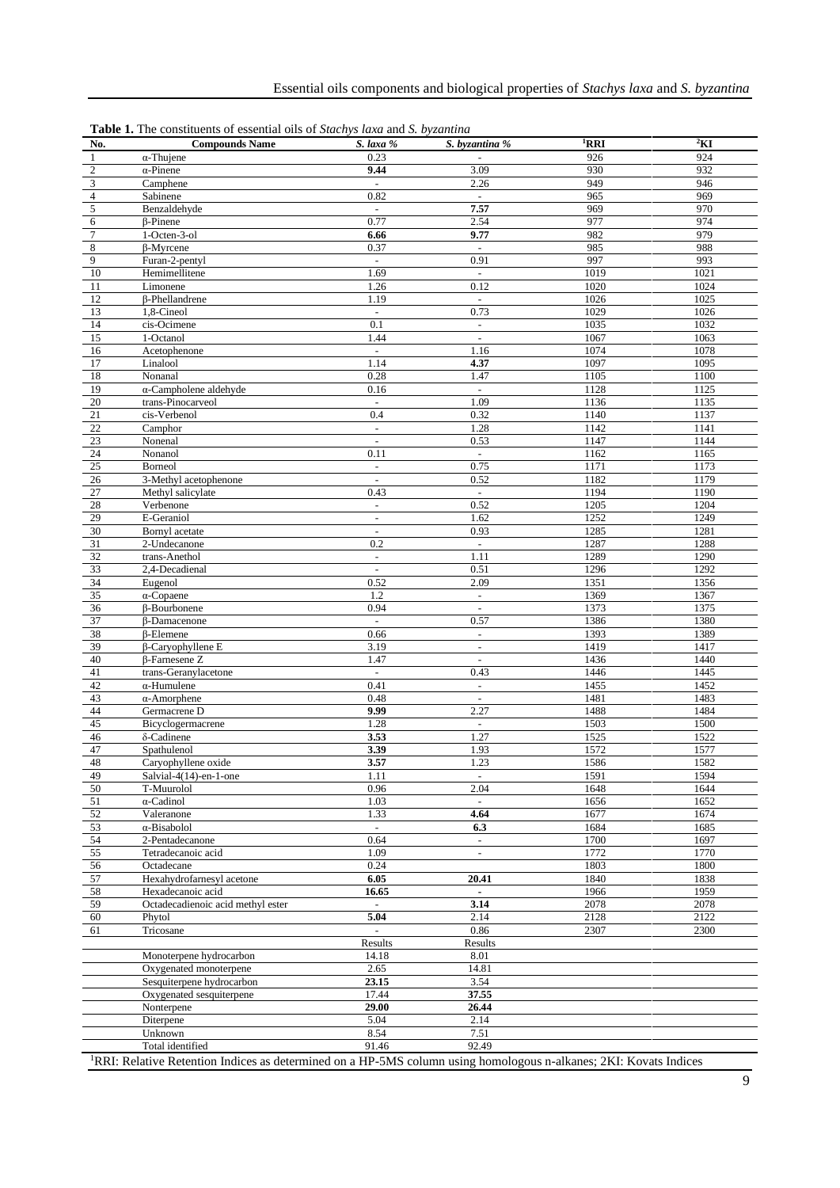**Table 1.** The constituents of essential oils of *Stachys laxa* and *S. byzantina*

| No. | Compounds Name | *S. laxa* % | *S. byzantina* % | RRI[1] | KI[2] |
|---|---|---|---|---|---|
| 1 | α-Thujene | 0.23 | - | 926 | 924 |
| 2 | α-Pinene | **9.44** | 3.09 | 930 | 932 |
| 3 | Camphene | - | 2.26 | 949 | 946 |
| 4 | Sabinene | 0.82 | - | 965 | 969 |
| 5 | Benzaldehyde | - | **7.57** | 969 | 970 |
| 6 | β-Pinene | 0.77 | 2.54 | 977 | 974 |
| 7 | 1-Octen-3-ol | **6.66** | **9.77** | 982 | 979 |
| 8 | β-Myrcene | 0.37 | - | 985 | 988 |
| 9 | Furan-2-pentyl | - | 0.91 | 997 | 993 |
| 10 | Hemimellitene | 1.69 | - | 1019 | 1021 |
| 11 | Limonene | 1.26 | 0.12 | 1020 | 1024 |
| 12 | β-Phellandrene | 1.19 | - | 1026 | 1025 |
| 13 | 1,8-Cineol | - | 0.73 | 1029 | 1026 |
| 14 | cis-Ocimene | 0.1 | - | 1035 | 1032 |
| 15 | 1-Octanol | 1.44 | - | 1067 | 1063 |
| 16 | Acetophenone | - | 1.16 | 1074 | 1078 |
| 17 | Linalool | 1.14 | **4.37** | 1097 | 1095 |
| 18 | Nonanal | 0.28 | 1.47 | 1105 | 1100 |
| 19 | α-Campholene aldehyde | 0.16 | - | 1128 | 1125 |
| 20 | trans-Pinocarveol | - | 1.09 | 1136 | 1135 |
| 21 | cis-Verbenol | 0.4 | 0.32 | 1140 | 1137 |
| 22 | Camphor | - | 1.28 | 1142 | 1141 |
| 23 | Nonenal | - | 0.53 | 1147 | 1144 |
| 24 | Nonanol | 0.11 | - | 1162 | 1165 |
| 25 | Borneol | - | 0.75 | 1171 | 1173 |
| 26 | 3-Methyl acetophenone | - | 0.52 | 1182 | 1179 |
| 27 | Methyl salicylate | 0.43 | - | 1194 | 1190 |
| 28 | Verbenone | - | 0.52 | 1205 | 1204 |
| 29 | E-Geraniol | - | 1.62 | 1252 | 1249 |
| 30 | Bornyl acetate | - | 0.93 | 1285 | 1281 |
| 31 | 2-Undecanone | 0.2 | - | 1287 | 1288 |
| 32 | trans-Anethol | - | 1.11 | 1289 | 1290 |
| 33 | 2,4-Decadienal | - | 0.51 | 1296 | 1292 |
| 34 | Eugenol | 0.52 | 2.09 | 1351 | 1356 |
| 35 | α-Copaene | 1.2 | - | 1369 | 1367 |
| 36 | β-Bourbonene | 0.94 | - | 1373 | 1375 |
| 37 | β-Damacenone | - | 0.57 | 1386 | 1380 |
| 38 | β-Elemene | 0.66 | - | 1393 | 1389 |
| 39 | β-Caryophyllene E | 3.19 | - | 1419 | 1417 |
| 40 | β-Farnesene Z | 1.47 | - | 1436 | 1440 |
| 41 | trans-Geranylacetone | - | 0.43 | 1446 | 1445 |
| 42 | α-Humulene | 0.41 | - | 1455 | 1452 |
| 43 | α-Amorphene | 0.48 | - | 1481 | 1483 |
| 44 | Germacrene D | **9.99** | 2.27 | 1488 | 1484 |
| 45 | Bicyclogermacrene | 1.28 | - | 1503 | 1500 |
| 46 | δ-Cadinene | **3.53** | 1.27 | 1525 | 1522 |
| 47 | Spathulenol | **3.39** | 1.93 | 1572 | 1577 |
| 48 | Caryophyllene oxide | **3.57** | 1.23 | 1586 | 1582 |
| 49 | Salvial-4(14)-en-1-one | 1.11 | - | 1591 | 1594 |
| 50 | T-Muurolol | 0.96 | 2.04 | 1648 | 1644 |
| 51 | α-Cadinol | 1.03 | - | 1656 | 1652 |
| 52 | Valeranone | 1.33 | **4.64** | 1677 | 1674 |
| 53 | α-Bisabolol | - | **6.3** | 1684 | 1685 |
| 54 | 2-Pentadecanone | 0.64 | - | 1700 | 1697 |
| 55 | Tetradecanoic acid | 1.09 | - | 1772 | 1770 |
| 56 | Octadecane | 0.24 | | 1803 | 1800 |
| 57 | Hexahydrofarnesyl acetone | **6.05** | **20.41** | 1840 | 1838 |
| 58 | Hexadecanoic acid | **16.65** | - | 1966 | 1959 |
| 59 | Octadecadienoic acid methyl ester | - | **3.14** | 2078 | 2078 |
| 60 | Phytol | **5.04** | 2.14 | 2128 | 2122 |
| 61 | Tricosane | - | 0.86 | 2307 | 2300 |
| | | Results | Results | | |
| | Monoterpene hydrocarbon | 14.18 | 8.01 | | |
| | Oxygenated monoterpene | 2.65 | 14.81 | | |
| | Sesquiterpene hydrocarbon | **23.15** | 3.54 | | |
| | Oxygenated sesquiterpene | 17.44 | **37.55** | | |
| | Nonterpene | **29.00** | **26.44** | | |
| | Diterpene | 5.04 | 2.14 | | |
| | Unknown | 8.54 | 7.51 | | |
| | Total identified | 91.46 | 92.49 | | |

[1]RRI: Relative Retention Indices as determined on a HP-5MS column using homologous n-alkanes; 2KI: Kovats Indices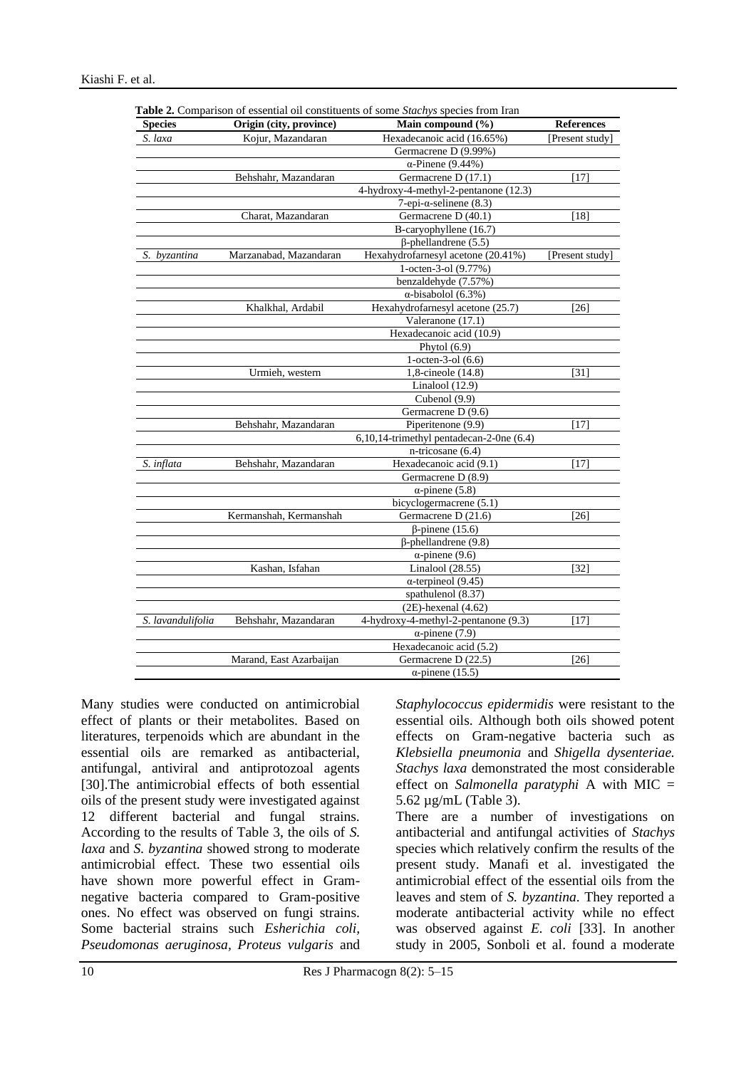**Table 2.** Comparison of essential oil constituents of some *Stachys* species from Iran

| Species | Origin (city, province) | Main compound (%) | References |
|---|---|---|---|
| *S. laxa* | Kojur, Mazandaran | Hexadecanoic acid (16.65%) | [Present study] |
| | | Germacrene D (9.99%) | |
| | | α-Pinene (9.44%) | |
| | Behshahr, Mazandaran | Germacrene D (17.1) | [17] |
| | | 4-hydroxy-4-methyl-2-pentanone (12.3) | |
| | | 7-epi-α-selinene (8.3) | |
| | Charat, Mazandaran | Germacrene D (40.1) | [18] |
| | | Β-caryophyllene (16.7) | |
| | | β-phellandrene (5.5) | |
| *S. byzantina* | Marzanabad, Mazandaran | Hexahydrofarnesyl acetone (20.41%) | [Present study] |
| | | 1-octen-3-ol (9.77%) | |
| | | benzaldehyde (7.57%) | |
| | | α-bisabolol (6.3%) | |
| | Khalkhal, Ardabil | Hexahydrofarnesyl acetone (25.7) | [26] |
| | | Valeranone (17.1) | |
| | | Hexadecanoic acid (10.9) | |
| | | Phytol (6.9) | |
| | | 1-octen-3-ol (6.6) | |
| | Urmieh, western | 1,8-cineole (14.8) | [31] |
| | | Linalool (12.9) | |
| | | Cubenol (9.9) | |
| | | Germacrene D (9.6) | |
| | Behshahr, Mazandaran | Piperitenone (9.9) | [17] |
| | | 6,10,14-trimethyl pentadecan-2-0ne (6.4) | |
| | | n-tricosane (6.4) | |
| *S. inflata* | Behshahr, Mazandaran | Hexadecanoic acid (9.1) | [17] |
| | | Germacrene D (8.9) | |
| | | α-pinene (5.8) | |
| | | bicyclogermacrene (5.1) | |
| | Kermanshah, Kermanshah | Germacrene D (21.6) | [26] |
| | | β-pinene (15.6) | |
| | | β-phellandrene (9.8) | |
| | | α-pinene (9.6) | |
| | Kashan, Isfahan | Linalool (28.55) | [32] |
| | | α-terpineol (9.45) | |
| | | spathulenol (8.37) | |
| | | (2E)-hexenal (4.62) | |
| *S. lavandulifolia* | Behshahr, Mazandaran | 4-hydroxy-4-methyl-2-pentanone (9.3) | [17] |
| | | α-pinene (7.9) | |
| | | Hexadecanoic acid (5.2) | |
| | Marand, East Azarbaijan | Germacrene D (22.5) | [26] |
| | | α-pinene (15.5) | |

Many studies were conducted on antimicrobial effect of plants or their metabolites. Based on literatures, terpenoids which are abundant in the essential oils are remarked as antibacterial, antifungal, antiviral and antiprotozoal agents [30].The antimicrobial effects of both essential oils of the present study were investigated against 12 different bacterial and fungal strains. According to the results of Table 3, the oils of *S. laxa* and *S. byzantina* showed strong to moderate antimicrobial effect. These two essential oils have shown more powerful effect in Gram-negative bacteria compared to Gram-positive ones. No effect was observed on fungi strains. Some bacterial strains such *Esherichia coli, Pseudomonas aeruginosa, Proteus vulgaris* and *Staphylococcus epidermidis* were resistant to the essential oils. Although both oils showed potent effects on Gram-negative bacteria such as *Klebsiella pneumonia* and *Shigella dysenteriae. Stachys laxa* demonstrated the most considerable effect on *Salmonella paratyphi* A with MIC = 5.62 µg/mL (Table 3).

There are a number of investigations on antibacterial and antifungal activities of *Stachys* species which relatively confirm the results of the present study. Manafi et al. investigated the antimicrobial effect of the essential oils from the leaves and stem of *S. byzantina*. They reported a moderate antibacterial activity while no effect was observed against *E. coli* [33]. In another study in 2005, Sonboli et al. found a moderate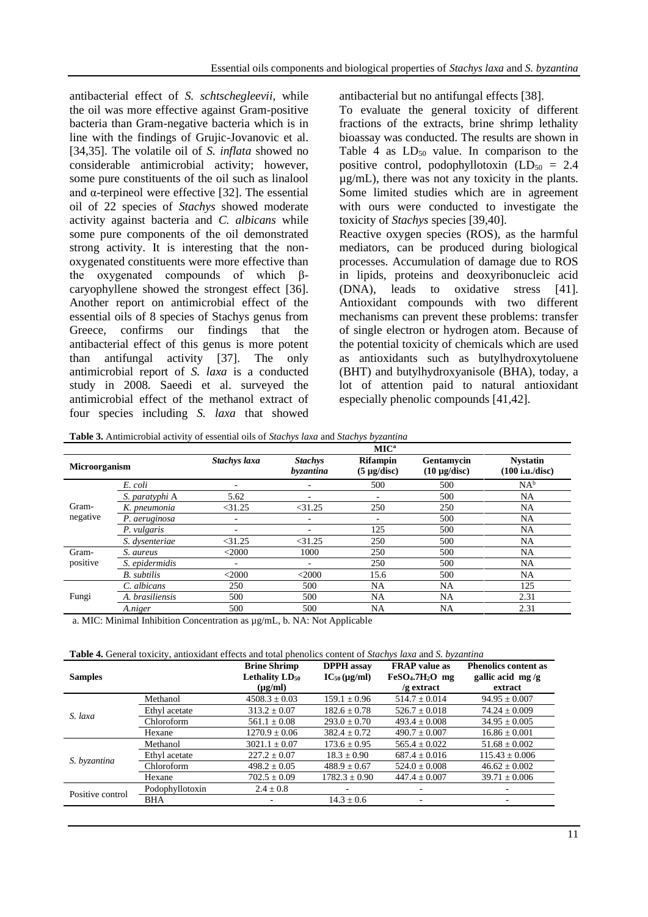antibacterial effect of *S. schtschegleevii*, while the oil was more effective against Gram-positive bacteria than Gram-negative bacteria which is in line with the findings of Grujic-Jovanovic et al. [34,35]. The volatile oil of *S. inflata* showed no considerable antimicrobial activity; however, some pure constituents of the oil such as linalool and α-terpineol were effective [32]. The essential oil of 22 species of *Stachys* showed moderate activity against bacteria and *C. albicans* while some pure components of the oil demonstrated strong activity. It is interesting that the non-oxygenated constituents were more effective than the oxygenated compounds of which β-caryophyllene showed the strongest effect [36]. Another report on antimicrobial effect of the essential oils of 8 species of Stachys genus from Greece, confirms our findings that the antibacterial effect of this genus is more potent than antifungal activity [37]. The only antimicrobial report of *S. laxa* is a conducted study in 2008. Saeedi et al. surveyed the antimicrobial effect of the methanol extract of four species including *S. laxa* that showed antibacterial but no antifungal effects [38].

To evaluate the general toxicity of different fractions of the extracts, brine shrimp lethality bioassay was conducted. The results are shown in Table 4 as $LD_{50}$ value. In comparison to the positive control, podophyllotoxin ($LD_{50}$ = 2.4 µg/mL), there was not any toxicity in the plants. Some limited studies which are in agreement with ours were conducted to investigate the toxicity of *Stachys* species [39,40].

Reactive oxygen species (ROS), as the harmful mediators, can be produced during biological processes. Accumulation of damage due to ROS in lipids, proteins and deoxyribonucleic acid (DNA), leads to oxidative stress [41]. Antioxidant compounds with two different mechanisms can prevent these problems: transfer of single electron or hydrogen atom. Because of the potential toxicity of chemicals which are used as antioxidants such as butylhydroxytoluene (BHT) and butylhydroxyanisole (BHA), today, a lot of attention paid to natural antioxidant especially phenolic compounds [41,42].

**Table 3.** Antimicrobial activity of essential oils of *Stachys laxa* and *Stachys byzantina*

| Microorganism | | MIC[a] | | | | |
|---|---|---|---|---|---|---|
| | | *Stachys laxa* | *Stachys byzantina* | Rifampin (5 µg/disc) | Gentamycin (10 µg/disc) | Nystatin (100 i.u./disc) |
| Gram-negative | *E. coli* | - | - | 500 | 500 | NA[b] |
| | *S. paratyphi* A | 5.62 | - | - | 500 | NA |
| | *K. pneumonia* | <31.25 | <31.25 | 250 | 250 | NA |
| | *P. aeruginosa* | - | - | - | 500 | NA |
| | *P. vulgaris* | - | - | 125 | 500 | NA |
| | *S. dysenteriae* | <31.25 | <31.25 | 250 | 500 | NA |
| Gram-positive | *S. aureus* | <2000 | 1000 | 250 | 500 | NA |
| | *S. epidermidis* | - | - | 250 | 500 | NA |
| | *B. subtilis* | <2000 | <2000 | 15.6 | 500 | NA |
| Fungi | *C. albicans* | 250 | 500 | NA | NA | 125 |
| | *A. brasiliensis* | 500 | 500 | NA | NA | 2.31 |
| | *A.niger* | 500 | 500 | NA | NA | 2.31 |

a. MIC: Minimal Inhibition Concentration as µg/mL, b. NA: Not Applicable

**Table 4.** General toxicity, antioxidant effects and total phenolics content of *Stachys laxa* and *S. byzantina*

| Samples | | Brine Shrimp Lethality $LD_{50}$ (µg/ml) | DPPH assay $IC_{50}$ (µg/ml) | FRAP value as $FeSO_4.7H_2O$ mg /g extract | Phenolics content as gallic acid mg /g extract |
|---|---|---|---|---|---|
| *S. laxa* | Methanol | 4508.3 ± 0.03 | 159.1 ± 0.96 | 514.7 ± 0.014 | 94.95 ± 0.007 |
| | Ethyl acetate | 313.2 ± 0.07 | 182.6 ± 0.78 | 526.7 ± 0.018 | 74.24 ± 0.009 |
| | Chloroform | 561.1 ± 0.08 | 293.0 ± 0.70 | 493.4 ± 0.008 | 34.95 ± 0.005 |
| | Hexane | 1270.9 ± 0.06 | 382.4 ± 0.72 | 490.7 ± 0.007 | 16.86 ± 0.001 |
| *S. byzantina* | Methanol | 3021.1 ± 0.07 | 173.6 ± 0.95 | 565.4 ± 0.022 | 51.68 ± 0.002 |
| | Ethyl acetate | 227.2 ± 0.07 | 18.3 ± 0.90 | 687.4 ± 0.016 | 115.43 ± 0.006 |
| | Chloroform | 498.2 ± 0.05 | 488.9 ± 0.67 | 524.0 ± 0.008 | 46.62 ± 0.002 |
| | Hexane | 702.5 ± 0.09 | 1782.3 ± 0.90 | 447.4 ± 0.007 | 39.71 ± 0.006 |
| Positive control | Podophyllotoxin | 2.4 ± 0.8 | - | - | - |
| | BHA | - | 14.3 ± 0.6 | - | - |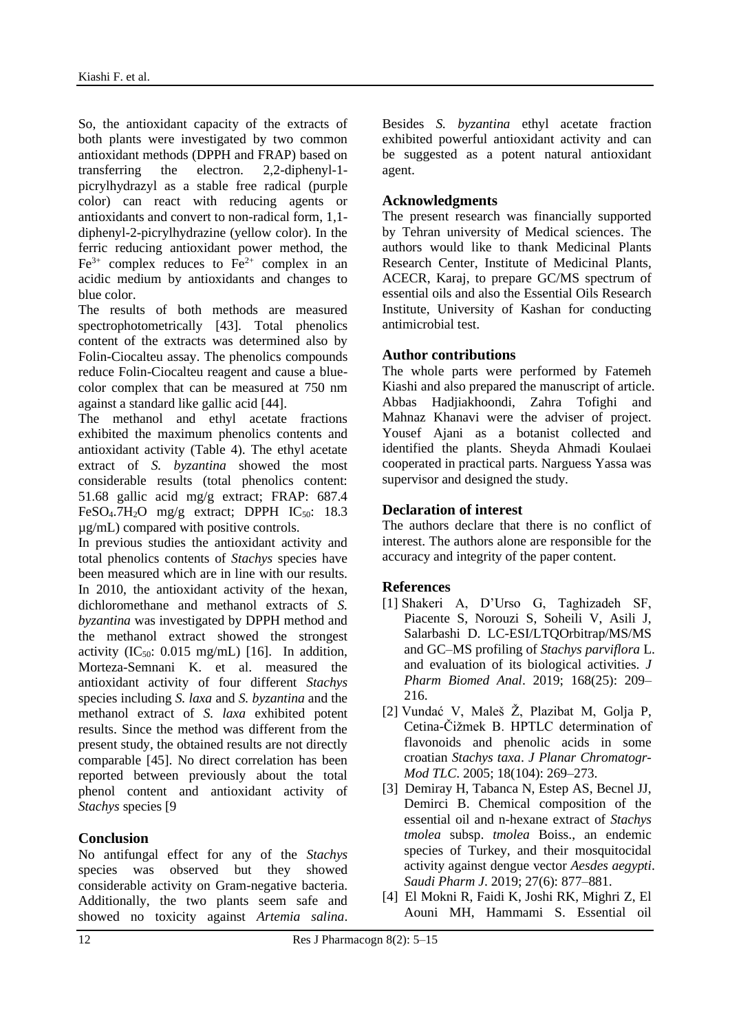So, the antioxidant capacity of the extracts of both plants were investigated by two common antioxidant methods (DPPH and FRAP) based on transferring the electron. 2,2-diphenyl-1-picrylhydrazyl as a stable free radical (purple color) can react with reducing agents or antioxidants and convert to non-radical form, 1,1-diphenyl-2-picrylhydrazine (yellow color). In the ferric reducing antioxidant power method, the $Fe^{3+}$ complex reduces to $Fe^{2+}$ complex in an acidic medium by antioxidants and changes to blue color.

The results of both methods are measured spectrophotometrically [43]. Total phenolics content of the extracts was determined also by Folin-Ciocalteu assay. The phenolics compounds reduce Folin-Ciocalteu reagent and cause a blue-color complex that can be measured at 750 nm against a standard like gallic acid [44].

The methanol and ethyl acetate fractions exhibited the maximum phenolics contents and antioxidant activity (Table 4). The ethyl acetate extract of *S. byzantina* showed the most considerable results (total phenolics content: 51.68 gallic acid mg/g extract; FRAP: 687.4 $FeSO_4.7H_2O$ mg/g extract; DPPH $IC_{50}$: 18.3 µg/mL) compared with positive controls.

In previous studies the antioxidant activity and total phenolics contents of *Stachys* species have been measured which are in line with our results. In 2010, the antioxidant activity of the hexan, dichloromethane and methanol extracts of *S. byzantina* was investigated by DPPH method and the methanol extract showed the strongest activity ($IC_{50}$: 0.015 mg/mL) [16]. In addition, Morteza-Semnani K. et al. measured the antioxidant activity of four different *Stachys* species including *S. laxa* and *S. byzantina* and the methanol extract of *S. laxa* exhibited potent results. Since the method was different from the present study, the obtained results are not directly comparable [45]. No direct correlation has been reported between previously about the total phenol content and antioxidant activity of *Stachys* species [9

## Conclusion

No antifungal effect for any of the *Stachys* species was observed but they showed considerable activity on Gram-negative bacteria. Additionally, the two plants seem safe and showed no toxicity against *Artemia salina*. Besides *S. byzantina* ethyl acetate fraction exhibited powerful antioxidant activity and can be suggested as a potent natural antioxidant agent.

## Acknowledgments

The present research was financially supported by Tehran university of Medical sciences. The authors would like to thank Medicinal Plants Research Center, Institute of Medicinal Plants, ACECR, Karaj, to prepare GC/MS spectrum of essential oils and also the Essential Oils Research Institute, University of Kashan for conducting antimicrobial test.

## Author contributions

The whole parts were performed by Fatemeh Kiashi and also prepared the manuscript of article. Abbas Hadjiakhoondi, Zahra Tofighi and Mahnaz Khanavi were the adviser of project. Yousef Ajani as a botanist collected and identified the plants. Sheyda Ahmadi Koulaei cooperated in practical parts. Narguess Yassa was supervisor and designed the study.

## Declaration of interest

The authors declare that there is no conflict of interest. The authors alone are responsible for the accuracy and integrity of the paper content.

## References

[1] Shakeri A, D'Urso G, Taghizadeh SF, Piacente S, Norouzi S, Soheili V, Asili J, Salarbashi D. LC-ESI/LTQOrbitrap/MS/MS and GC–MS profiling of *Stachys parviflora* L. and evaluation of its biological activities. *J Pharm Biomed Anal*. 2019; 168(25): 209–216.

[2] Vundać V, Maleš Ž, Plazibat M, Golja P, Cetina-Čižmek B. HPTLC determination of flavonoids and phenolic acids in some croatian *Stachys taxa*. *J Planar Chromatogr-Mod TLC*. 2005; 18(104): 269–273.

[3] Demiray H, Tabanca N, Estep AS, Becnel JJ, Demirci B. Chemical composition of the essential oil and n-hexane extract of *Stachys tmolea* subsp. *tmolea* Boiss., an endemic species of Turkey, and their mosquitocidal activity against dengue vector *Aesdes aegypti*. *Saudi Pharm J*. 2019; 27(6): 877–881.

[4] El Mokni R, Faidi K, Joshi RK, Mighri Z, El Aouni MH, Hammami S. Essential oil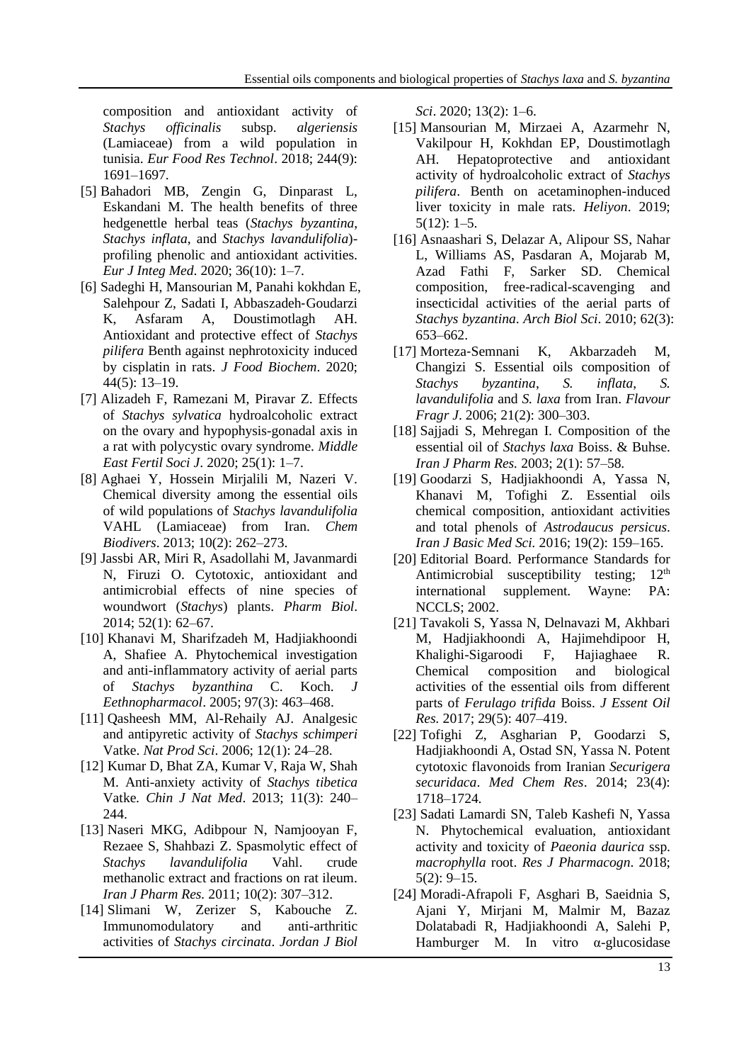composition and antioxidant activity of *Stachys officinalis* subsp. *algeriensis* (Lamiaceae) from a wild population in tunisia. *Eur Food Res Technol*. 2018; 244(9): 1691–1697.

[5] Bahadori MB, Zengin G, Dinparast L, Eskandani M. The health benefits of three hedgenettle herbal teas (*Stachys byzantina*, *Stachys inflata*, and *Stachys lavandulifolia*)-profiling phenolic and antioxidant activities. *Eur J Integ Med*. 2020; 36(10): 1–7.

[6] Sadeghi H, Mansourian M, Panahi kokhdan E, Salehpour Z, Sadati I, Abbaszadeh-Goudarzi K, Asfaram A, Doustimotlagh AH. Antioxidant and protective effect of *Stachys pilifera* Benth against nephrotoxicity induced by cisplatin in rats. *J Food Biochem*. 2020; 44(5): 13–19.

[7] Alizadeh F, Ramezani M, Piravar Z. Effects of *Stachys sylvatica* hydroalcoholic extract on the ovary and hypophysis-gonadal axis in a rat with polycystic ovary syndrome. *Middle East Fertil Soci J*. 2020; 25(1): 1–7.

[8] Aghaei Y, Hossein Mirjalili M, Nazeri V. Chemical diversity among the essential oils of wild populations of *Stachys lavandulifolia* VAHL (Lamiaceae) from Iran. *Chem Biodivers*. 2013; 10(2): 262–273.

[9] Jassbi AR, Miri R, Asadollahi M, Javanmardi N, Firuzi O. Cytotoxic, antioxidant and antimicrobial effects of nine species of woundwort (*Stachys*) plants. *Pharm Biol*. 2014; 52(1): 62–67.

[10] Khanavi M, Sharifzadeh M, Hadjiakhoondi A, Shafiee A. Phytochemical investigation and anti-inflammatory activity of aerial parts of *Stachys byzanthina* C. Koch. *J Eethnopharmacol*. 2005; 97(3): 463–468.

[11] Qasheesh MM, Al-Rehaily AJ. Analgesic and antipyretic activity of *Stachys schimperi* Vatke. *Nat Prod Sci*. 2006; 12(1): 24–28.

[12] Kumar D, Bhat ZA, Kumar V, Raja W, Shah M. Anti-anxiety activity of *Stachys tibetica* Vatke. *Chin J Nat Med*. 2013; 11(3): 240–244.

[13] Naseri MKG, Adibpour N, Namjooyan F, Rezaee S, Shahbazi Z. Spasmolytic effect of *Stachys lavandulifolia* Vahl. crude methanolic extract and fractions on rat ileum. *Iran J Pharm Res.* 2011; 10(2): 307–312.

[14] Slimani W, Zerizer S, Kabouche Z. Immunomodulatory and anti-arthritic activities of *Stachys circinata*. *Jordan J Biol Sci*. 2020; 13(2): 1–6.

[15] Mansourian M, Mirzaei A, Azarmehr N, Vakilpour H, Kokhdan EP, Doustimotlagh AH. Hepatoprotective and antioxidant activity of hydroalcoholic extract of *Stachys pilifera*. Benth on acetaminophen-induced liver toxicity in male rats. *Heliyon*. 2019; 5(12): 1–5.

[16] Asnaashari S, Delazar A, Alipour SS, Nahar L, Williams AS, Pasdaran A, Mojarab M, Azad Fathi F, Sarker SD. Chemical composition, free-radical-scavenging and insecticidal activities of the aerial parts of *Stachys byzantina*. *Arch Biol Sci*. 2010; 62(3): 653–662.

[17] Morteza-Semnani K, Akbarzadeh M, Changizi S. Essential oils composition of *Stachys byzantina*, *S. inflata*, *S. lavandulifolia* and *S. laxa* from Iran. *Flavour Fragr J*. 2006; 21(2): 300–303.

[18] Sajjadi S, Mehregan I. Composition of the essential oil of *Stachys laxa* Boiss. & Buhse. *Iran J Pharm Res.* 2003; 2(1): 57–58.

[19] Goodarzi S, Hadjiakhoondi A, Yassa N, Khanavi M, Tofighi Z. Essential oils chemical composition, antioxidant activities and total phenols of *Astrodaucus persicus*. *Iran J Basic Med Sci.* 2016; 19(2): 159–165.

[20] Editorial Board. Performance Standards for Antimicrobial susceptibility testing; 12th international supplement. Wayne: PA: NCCLS; 2002.

[21] Tavakoli S, Yassa N, Delnavazi M, Akhbari M, Hadjiakhoondi A, Hajimehdipoor H, Khalighi-Sigaroodi F, Hajiaghaee R. Chemical composition and biological activities of the essential oils from different parts of *Ferulago trifida* Boiss. *J Essent Oil Res*. 2017; 29(5): 407–419.

[22] Tofighi Z, Asgharian P, Goodarzi S, Hadjiakhoondi A, Ostad SN, Yassa N. Potent cytotoxic flavonoids from Iranian *Securigera securidaca*. *Med Chem Res*. 2014; 23(4): 1718–1724.

[23] Sadati Lamardi SN, Taleb Kashefi N, Yassa N. Phytochemical evaluation, antioxidant activity and toxicity of *Paeonia daurica* ssp. *macrophylla* root. *Res J Pharmacogn*. 2018; 5(2): 9–15.

[24] Moradi-Afrapoli F, Asghari B, Saeidnia S, Ajani Y, Mirjani M, Malmir M, Bazaz Dolatabadi R, Hadjiakhoondi A, Salehi P, Hamburger M. In vitro α-glucosidase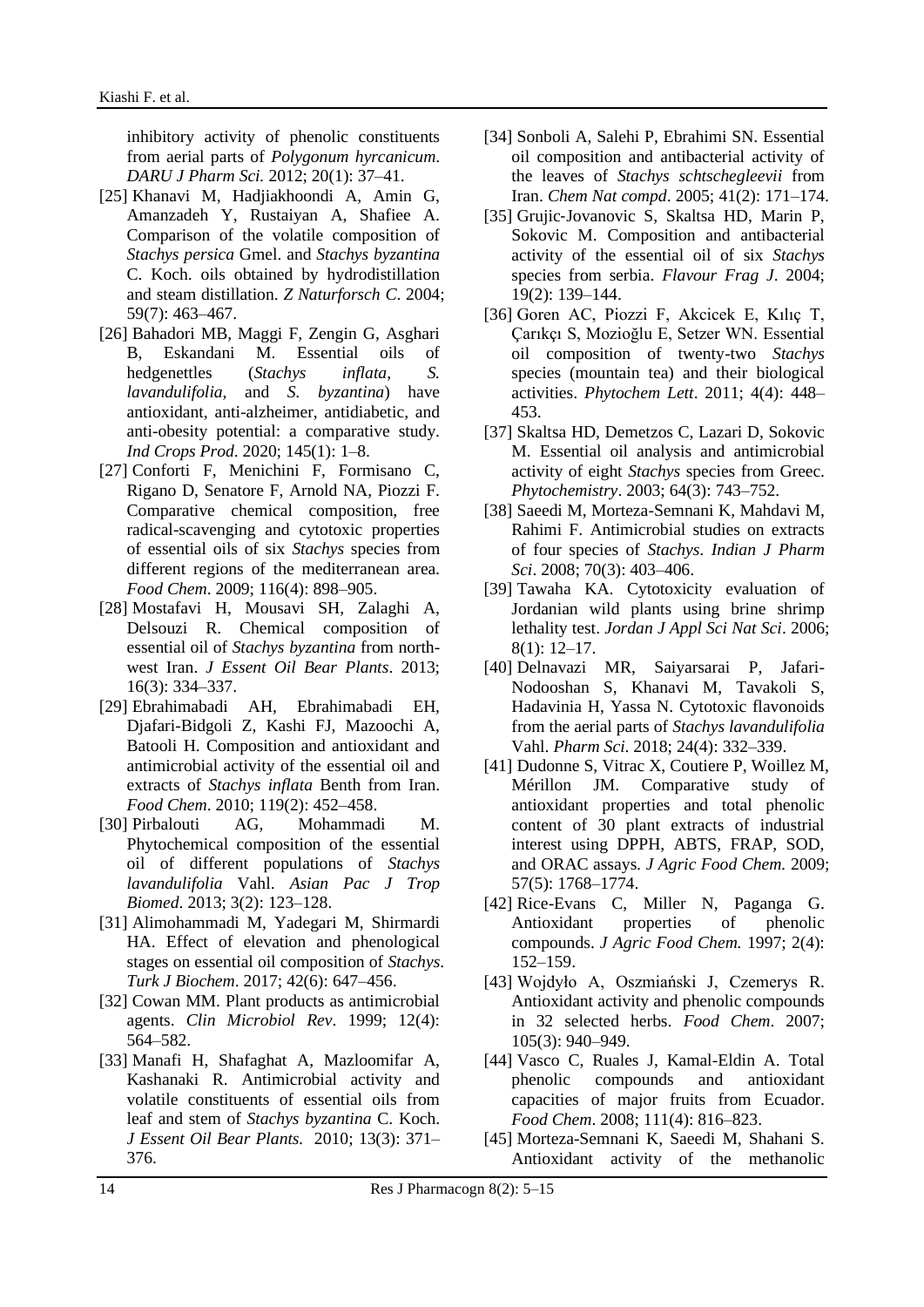inhibitory activity of phenolic constituents from aerial parts of *Polygonum hyrcanicum*. *DARU J Pharm Sci.* 2012; 20(1): 37–41.

[25] Khanavi M, Hadjiakhoondi A, Amin G, Amanzadeh Y, Rustaiyan A, Shafiee A. Comparison of the volatile composition of *Stachys persica* Gmel. and *Stachys byzantina* C. Koch. oils obtained by hydrodistillation and steam distillation. *Z Naturforsch C*. 2004; 59(7): 463–467.

[26] Bahadori MB, Maggi F, Zengin G, Asghari B, Eskandani M. Essential oils of hedgenettles (*Stachys inflata*, *S. lavandulifolia*, and *S. byzantina*) have antioxidant, anti-alzheimer, antidiabetic, and anti-obesity potential: a comparative study. *Ind Crops Prod*. 2020; 145(1): 1–8.

[27] Conforti F, Menichini F, Formisano C, Rigano D, Senatore F, Arnold NA, Piozzi F. Comparative chemical composition, free radical-scavenging and cytotoxic properties of essential oils of six *Stachys* species from different regions of the mediterranean area. *Food Chem*. 2009; 116(4): 898–905.

[28] Mostafavi H, Mousavi SH, Zalaghi A, Delsouzi R. Chemical composition of essential oil of *Stachys byzantina* from north-west Iran. *J Essent Oil Bear Plants*. 2013; 16(3): 334–337.

[29] Ebrahimabadi AH, Ebrahimabadi EH, Djafari-Bidgoli Z, Kashi FJ, Mazoochi A, Batooli H. Composition and antioxidant and antimicrobial activity of the essential oil and extracts of *Stachys inflata* Benth from Iran. *Food Chem*. 2010; 119(2): 452–458.

[30] Pirbalouti AG, Mohammadi M. Phytochemical composition of the essential oil of different populations of *Stachys lavandulifolia* Vahl. *Asian Pac J Trop Biomed*. 2013; 3(2): 123–128.

[31] Alimohammadi M, Yadegari M, Shirmardi HA. Effect of elevation and phenological stages on essential oil composition of *Stachys*. *Turk J Biochem*. 2017; 42(6): 647–456.

[32] Cowan MM. Plant products as antimicrobial agents. *Clin Microbiol Rev*. 1999; 12(4): 564–582.

[33] Manafi H, Shafaghat A, Mazloomifar A, Kashanaki R. Antimicrobial activity and volatile constituents of essential oils from leaf and stem of *Stachys byzantina* C. Koch. *J Essent Oil Bear Plants.* 2010; 13(3): 371–376.

[34] Sonboli A, Salehi P, Ebrahimi SN. Essential oil composition and antibacterial activity of the leaves of *Stachys schtschegleevii* from Iran. *Chem Nat compd*. 2005; 41(2): 171–174.

[35] Grujic-Jovanovic S, Skaltsa HD, Marin P, Sokovic M. Composition and antibacterial activity of the essential oil of six *Stachys* species from serbia. *Flavour Frag J*. 2004; 19(2): 139–144.

[36] Goren AC, Piozzi F, Akcicek E, Kılıç T, Çarıkçı S, Mozioğlu E, Setzer WN. Essential oil composition of twenty-two *Stachys* species (mountain tea) and their biological activities. *Phytochem Lett*. 2011; 4(4): 448–453.

[37] Skaltsa HD, Demetzos C, Lazari D, Sokovic M. Essential oil analysis and antimicrobial activity of eight *Stachys* species from Greec. *Phytochemistry*. 2003; 64(3): 743–752.

[38] Saeedi M, Morteza-Semnani K, Mahdavi M, Rahimi F. Antimicrobial studies on extracts of four species of *Stachys*. *Indian J Pharm Sci*. 2008; 70(3): 403–406.

[39] Tawaha KA. Cytotoxicity evaluation of Jordanian wild plants using brine shrimp lethality test. *Jordan J Appl Sci Nat Sci*. 2006; 8(1): 12–17.

[40] Delnavazi MR, Saiyarsarai P, Jafari-Nodooshan S, Khanavi M, Tavakoli S, Hadavinia H, Yassa N. Cytotoxic flavonoids from the aerial parts of *Stachys lavandulifolia* Vahl. *Pharm Sci*. 2018; 24(4): 332–339.

[41] Dudonne S, Vitrac X, Coutiere P, Woillez M, Mérillon JM. Comparative study of antioxidant properties and total phenolic content of 30 plant extracts of industrial interest using DPPH, ABTS, FRAP, SOD, and ORAC assays. *J Agric Food Chem.* 2009; 57(5): 1768–1774.

[42] Rice-Evans C, Miller N, Paganga G. Antioxidant properties of phenolic compounds. *J Agric Food Chem.* 1997; 2(4): 152–159.

[43] Wojdyło A, Oszmiański J, Czemerys R. Antioxidant activity and phenolic compounds in 32 selected herbs. *Food Chem*. 2007; 105(3): 940–949.

[44] Vasco C, Ruales J, Kamal-Eldin A. Total phenolic compounds and antioxidant capacities of major fruits from Ecuador. *Food Chem*. 2008; 111(4): 816–823.

[45] Morteza-Semnani K, Saeedi M, Shahani S. Antioxidant activity of the methanolic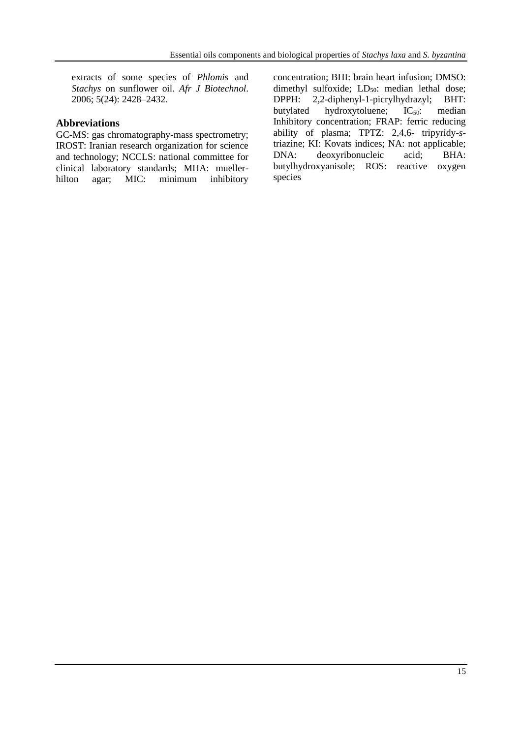extracts of some species of *Phlomis* and *Stachys* on sunflower oil. *Afr J Biotechnol*. 2006; 5(24): 2428–2432.

## Abbreviations

GC-MS: gas chromatography-mass spectrometry; IROST: Iranian research organization for science and technology; NCCLS: national committee for clinical laboratory standards; MHA: mueller-hilton agar; MIC: minimum inhibitory concentration; BHI: brain heart infusion; DMSO: dimethyl sulfoxide; $LD_{50}$: median lethal dose; DPPH: 2,2-diphenyl-1-picrylhydrazyl; BHT: butylated hydroxytoluene; $IC_{50}$: median Inhibitory concentration; FRAP: ferric reducing ability of plasma; TPTZ: 2,4,6- tripyridy-*s*-triazine; KI: Kovats indices; NA: not applicable; DNA: deoxyribonucleic acid; BHA: butylhydroxyanisole; ROS: reactive oxygen species